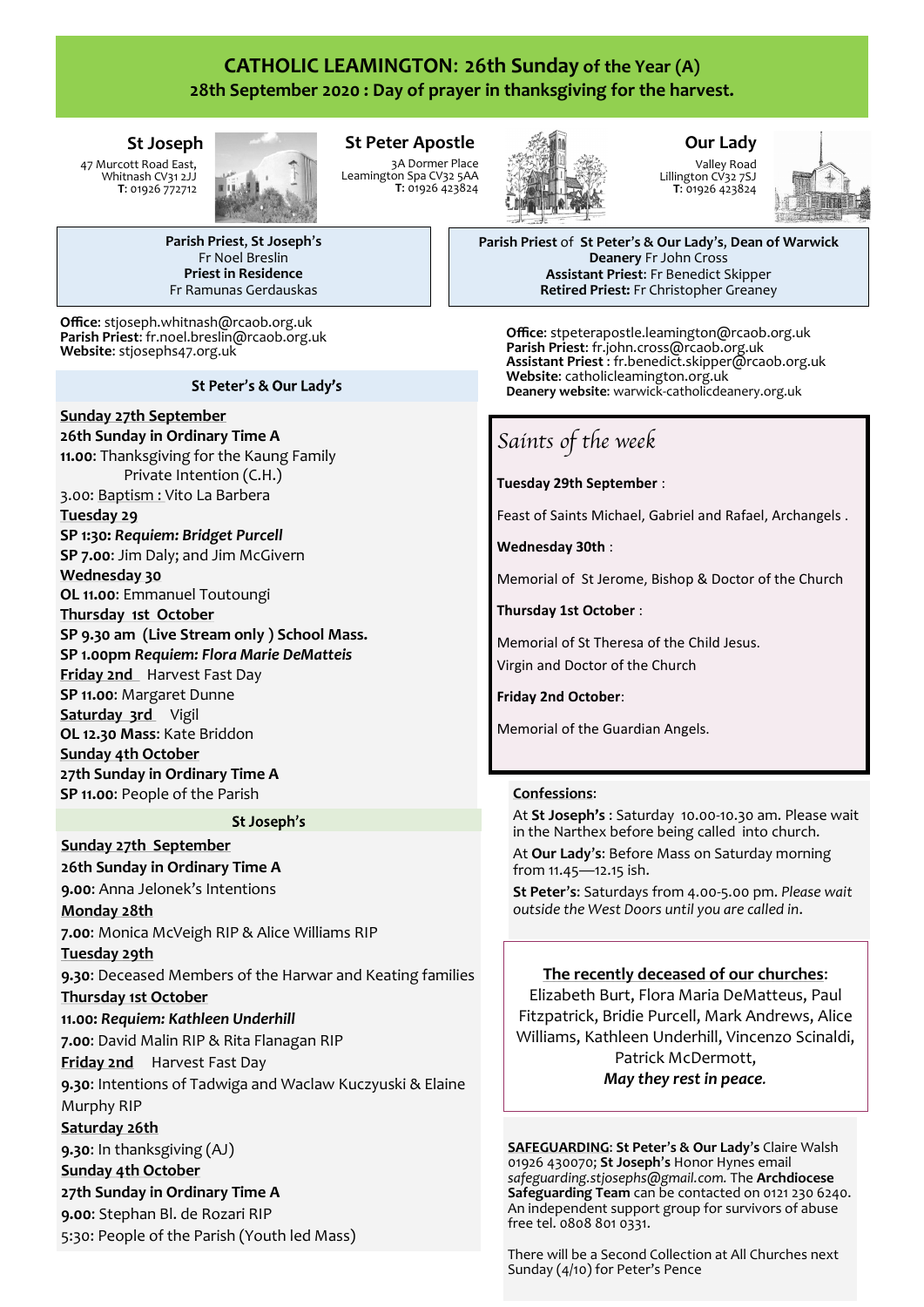# CATHOLIC LEAMINGTON: 26th Sunday of the Year (A)

## 28th September 2020 : Day of prayer in thanksgiving for the harvest.

### St Joseph

47 Murcott Road East,
Whitnash CV31 2JJ
**T**: 01926 772712

### St Peter Apostle

3A Dormer Place
Leamington Spa CV32 5AA
**T**: 01926 423824

### Our Lady

Valley Road
Lillington CV32 7SJ
**T**: 01926 423824

**Parish Priest, St Joseph's**
Fr Noel Breslin
**Priest in Residence**
Fr Ramunas Gerdauskas

**Office**: stjoseph.whitnash@rcaob.org.uk
**Parish Priest**: fr.noel.breslin@rcaob.org.uk
**Website**: stjosephs47.org.uk

**Parish Priest of St Peter's & Our Lady's, Dean of Warwick Deanery** Fr John Cross
**Assistant Priest:** Fr Benedict Skipper
**Retired Priest:** Fr Christopher Greaney

**Office**: stpeterapostle.leamington@rcaob.org.uk
**Parish Priest**: fr.john.cross@rcaob.org.uk
**Assistant Priest** : fr.benedict.skipper@rcaob.org.uk
**Website**: catholicleamington.org.uk
**Deanery website**: warwick-catholicdeanery.org.uk

### St Peter's & Our Lady's

**Sunday 27th September**
**26th Sunday in Ordinary Time A**
**11.00**: Thanksgiving for the Kaung Family
Private Intention (C.H.)
3.00: Baptism : Vito La Barbera
**Tuesday 29**
**SP 1:30:** ***Requiem: Bridget Purcell***
**SP 7.00**: Jim Daly; and Jim McGivern
**Wednesday 30**
**OL 11.00**: Emmanuel Toutoungi
**Thursday 1st October**
**SP 9.30 am (Live Stream only ) School Mass.**
**SP 1.00pm** ***Requiem: Flora Marie DeMatteis***
**Friday 2nd** Harvest Fast Day
**SP 11.00**: Margaret Dunne
**Saturday 3rd** Vigil
**OL 12.30 Mass**: Kate Briddon
**Sunday 4th October**
**27th Sunday in Ordinary Time A**
**SP 11.00**: People of the Parish

### St Joseph's

**Sunday 27th September**
**26th Sunday in Ordinary Time A**
**9.00**: Anna Jelonek's Intentions
**Monday 28th**
**7.00**: Monica McVeigh RIP & Alice Williams RIP
**Tuesday 29th**
**9.30**: Deceased Members of the Harwar and Keating families
**Thursday 1st October**
**11.00:** ***Requiem: Kathleen Underhill***
**7.00**: David Malin RIP & Rita Flanagan RIP
**Friday 2nd** Harvest Fast Day
**9.30**: Intentions of Tadwiga and Waclaw Kuczyuski & Elaine Murphy RIP
**Saturday 26th**
**9.30**: In thanksgiving (AJ)
**Sunday 4th October**
**27th Sunday in Ordinary Time A**
**9.00**: Stephan Bl. de Rozari RIP
5:30: People of the Parish (Youth led Mass)

### *Saints of the week*

**Tuesday 29th September** :

Feast of Saints Michael, Gabriel and Rafael, Archangels .

**Wednesday 30th** :

Memorial of St Jerome, Bishop & Doctor of the Church

**Thursday 1st October** :

Memorial of St Theresa of the Child Jesus.
Virgin and Doctor of the Church

**Friday 2nd October**:

Memorial of the Guardian Angels.

**Confessions**:

At **St Joseph's** : Saturday 10.00-10.30 am. Please wait in the Narthex before being called into church.

At **Our Lady's**: Before Mass on Saturday morning from 11.45—12.15 ish.

**St Peter's**: Saturdays from 4.00-5.00 pm. *Please wait outside the West Doors until you are called in*.

**The recently deceased of our churches**:
Elizabeth Burt, Flora Maria DeMatteus, Paul Fitzpatrick, Bridie Purcell, Mark Andrews, Alice Williams, Kathleen Underhill, Vincenzo Scinaldi, Patrick McDermott,
***May they rest in peace.***

**SAFEGUARDING**: **St Peter's & Our Lady's** Claire Walsh 01926 430070; **St Joseph's** Honor Hynes email *safeguarding.stjosephs@gmail.com.* The **Archdiocese Safeguarding Team** can be contacted on 0121 230 6240. An independent support group for survivors of abuse free tel. 0808 801 0331.

There will be a Second Collection at All Churches next Sunday (4/10) for Peter's Pence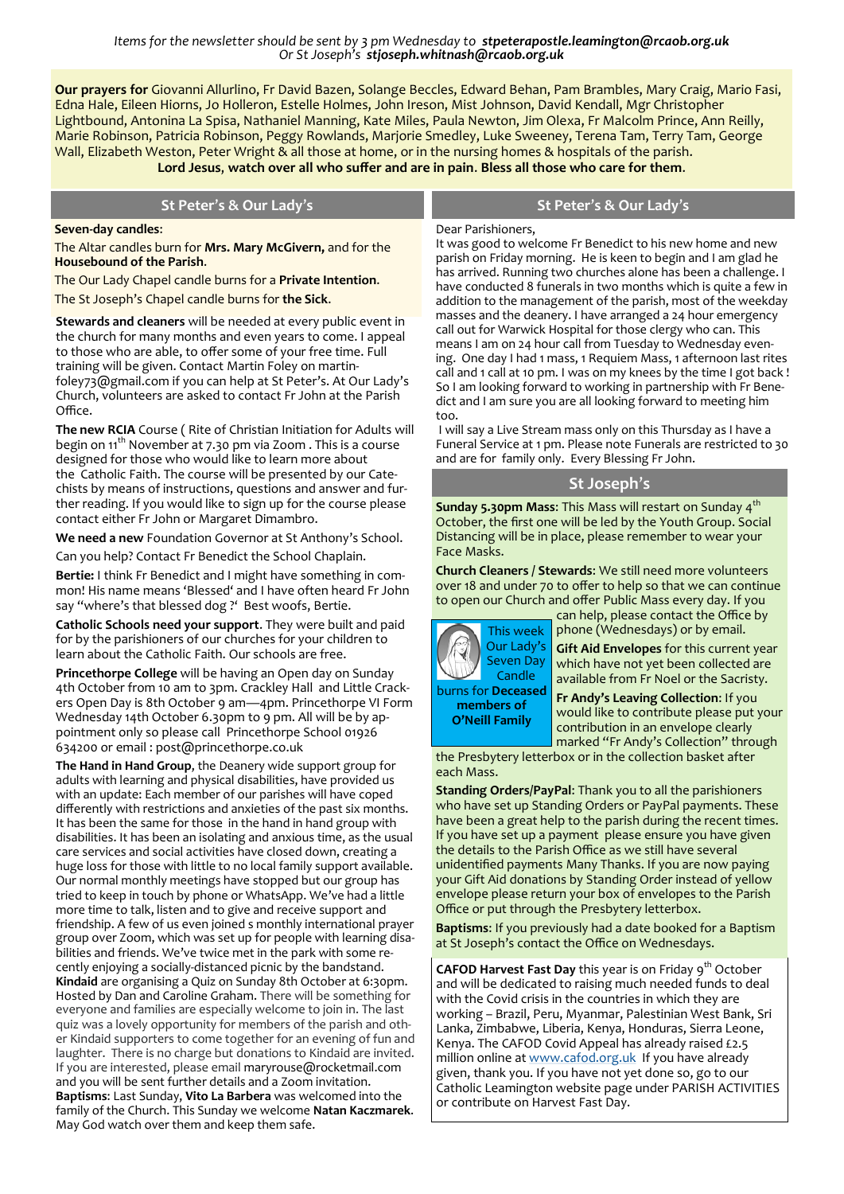*Items for the newsletter should be sent by 3 pm Wednesday to* ***stpeterapostle.leamington@rcaob.org.uk***
*Or St Joseph's* ***stjoseph.whitnash@rcaob.org.uk***

**Our prayers for** Giovanni Allurlino, Fr David Bazen, Solange Beccles, Edward Behan, Pam Brambles, Mary Craig, Mario Fasi, Edna Hale, Eileen Hiorns, Jo Holleron, Estelle Holmes, John Ireson, Mist Johnson, David Kendall, Mgr Christopher Lightbound, Antonina La Spisa, Nathaniel Manning, Kate Miles, Paula Newton, Jim Olexa, Fr Malcolm Prince, Ann Reilly, Marie Robinson, Patricia Robinson, Peggy Rowlands, Marjorie Smedley, Luke Sweeney, Terena Tam, Terry Tam, George Wall, Elizabeth Weston, Peter Wright & all those at home, or in the nursing homes & hospitals of the parish.

**Lord Jesus, watch over all who suffer and are in pain. Bless all those who care for them.**

## St Peter's & Our Lady's

**Seven-day candles:**

The Altar candles burn for **Mrs. Mary McGivern,** and for the **Housebound of the Parish**.

The Our Lady Chapel candle burns for a **Private Intention**.

The St Joseph's Chapel candle burns for **the Sick**.

**Stewards and cleaners** will be needed at every public event in the church for many months and even years to come. I appeal to those who are able, to offer some of your free time. Full training will be given. Contact Martin Foley on martin-foley73@gmail.com if you can help at St Peter's. At Our Lady's Church, volunteers are asked to contact Fr John at the Parish Office.

**The new RCIA** Course ( Rite of Christian Initiation for Adults will begin on 11th November at 7.30 pm via Zoom . This is a course designed for those who would like to learn more about the Catholic Faith. The course will be presented by our Catechists by means of instructions, questions and answer and further reading. If you would like to sign up for the course please contact either Fr John or Margaret Dimambro.

**We need a new** Foundation Governor at St Anthony's School.

Can you help? Contact Fr Benedict the School Chaplain.

**Bertie:** I think Fr Benedict and I might have something in common! His name means 'Blessed' and I have often heard Fr John say "where's that blessed dog ?' Best woofs, Bertie.

**Catholic Schools need your support**. They were built and paid for by the parishioners of our churches for your children to learn about the Catholic Faith. Our schools are free.

**Princethorpe College** will be having an Open day on Sunday 4th October from 10 am to 3pm. Crackley Hall and Little Crackers Open Day is 8th October 9 am—4pm. Princethorpe VI Form Wednesday 14th October 6.30pm to 9 pm. All will be by appointment only so please call Princethorpe School 01926 634200 or email : post@princethorpe.co.uk

**The Hand in Hand Group**, the Deanery wide support group for adults with learning and physical disabilities, have provided us with an update: Each member of our parishes will have coped differently with restrictions and anxieties of the past six months. It has been the same for those in the hand in hand group with disabilities. It has been an isolating and anxious time, as the usual care services and social activities have closed down, creating a huge loss for those with little to no local family support available. Our normal monthly meetings have stopped but our group has tried to keep in touch by phone or WhatsApp. We've had a little more time to talk, listen and to give and receive support and friendship. A few of us even joined s monthly international prayer group over Zoom, which was set up for people with learning disabilities and friends. We've twice met in the park with some recently enjoying a socially-distanced picnic by the bandstand.

**Kindaid** are organising a Quiz on Sunday 8th October at 6:30pm. Hosted by Dan and Caroline Graham. There will be something for everyone and families are especially welcome to join in. The last quiz was a lovely opportunity for members of the parish and other Kindaid supporters to come together for an evening of fun and laughter. There is no charge but donations to Kindaid are invited. If you are interested, please email maryrouse@rocketmail.com and you will be sent further details and a Zoom invitation.

**Baptisms**: Last Sunday, **Vito La Barbera** was welcomed into the family of the Church. This Sunday we welcome **Natan Kaczmarek**. May God watch over them and keep them safe.

## St Peter's & Our Lady's

Dear Parishioners,

It was good to welcome Fr Benedict to his new home and new parish on Friday morning. He is keen to begin and I am glad he has arrived. Running two churches alone has been a challenge. I have conducted 8 funerals in two months which is quite a few in addition to the management of the parish, most of the weekday masses and the deanery. I have arranged a 24 hour emergency call out for Warwick Hospital for those clergy who can. This means I am on 24 hour call from Tuesday to Wednesday evening. One day I had 1 mass, 1 Requiem Mass, 1 afternoon last rites call and 1 call at 10 pm. I was on my knees by the time I got back ! So I am looking forward to working in partnership with Fr Benedict and I am sure you are all looking forward to meeting him too.

I will say a Live Stream mass only on this Thursday as I have a Funeral Service at 1 pm. Please note Funerals are restricted to 30 and are for family only. Every Blessing Fr John.

## St Joseph's

**Sunday 5.30pm Mass**: This Mass will restart on Sunday 4th October, the first one will be led by the Youth Group. Social Distancing will be in place, please remember to wear your Face Masks.

**Church Cleaners / Stewards**: We still need more volunteers over 18 and under 70 to offer to help so that we can continue to open our Church and offer Public Mass every day. If you can help, please contact the Office by phone (Wednesdays) or by email.

This week Our Lady's Seven Day Candle burns for **Deceased members of O'Neill Family**

**Gift Aid Envelopes** for this current year which have not yet been collected are available from Fr Noel or the Sacristy.

**Fr Andy's Leaving Collection**: If you would like to contribute please put your contribution in an envelope clearly marked "Fr Andy's Collection" through the Presbytery letterbox or in the collection basket after each Mass.

**Standing Orders/PayPal**: Thank you to all the parishioners who have set up Standing Orders or PayPal payments. These have been a great help to the parish during the recent times. If you have set up a payment please ensure you have given the details to the Parish Office as we still have several unidentified payments Many Thanks. If you are now paying your Gift Aid donations by Standing Order instead of yellow envelope please return your box of envelopes to the Parish Office or put through the Presbytery letterbox.

**Baptisms**: If you previously had a date booked for a Baptism at St Joseph's contact the Office on Wednesdays.

**CAFOD Harvest Fast Day** this year is on Friday 9th October and will be dedicated to raising much needed funds to deal with the Covid crisis in the countries in which they are working – Brazil, Peru, Myanmar, Palestinian West Bank, Sri Lanka, Zimbabwe, Liberia, Kenya, Honduras, Sierra Leone, Kenya. The CAFOD Covid Appeal has already raised £2.5 million online at www.cafod.org.uk If you have already given, thank you. If you have not yet done so, go to our Catholic Leamington website page under PARISH ACTIVITIES or contribute on Harvest Fast Day.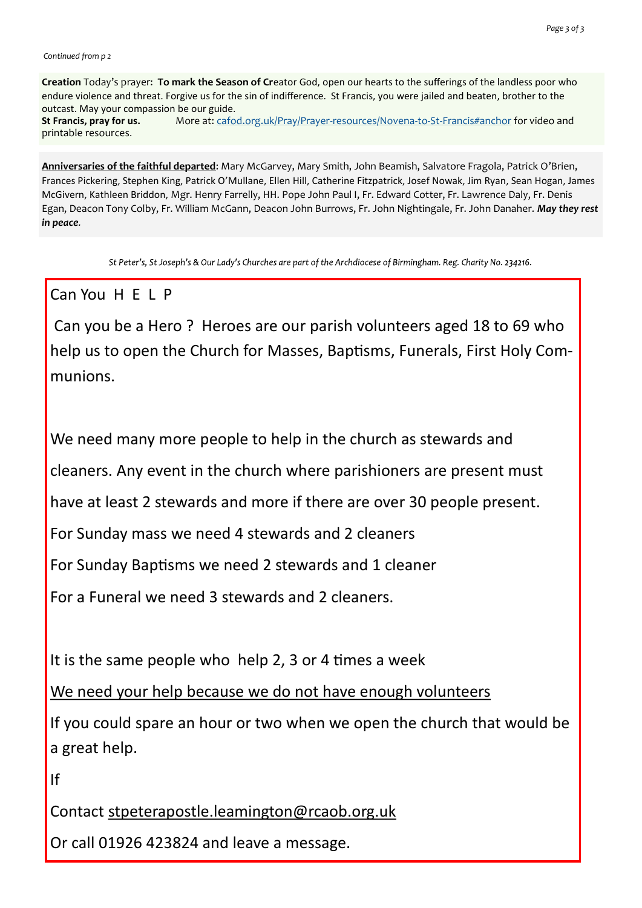*Continued from p 2*

**Creation** Today's prayer: **To mark the Season of Cr**eator God, open our hearts to the sufferings of the landless poor who endure violence and threat. Forgive us for the sin of indifference. St Francis, you were jailed and beaten, brother to the outcast. May your compassion be our guide.
**St Francis, pray for us.** More at: cafod.org.uk/Pray/Prayer-resources/Novena-to-St-Francis#anchor for video and printable resources.

**Anniversaries of the faithful departed**: Mary McGarvey, Mary Smith, John Beamish, Salvatore Fragola, Patrick O'Brien, Frances Pickering, Stephen King, Patrick O'Mullane, Ellen Hill, Catherine Fitzpatrick, Josef Nowak, Jim Ryan, Sean Hogan, James McGivern, Kathleen Briddon, Mgr. Henry Farrelly, HH. Pope John Paul I, Fr. Edward Cotter, Fr. Lawrence Daly, Fr. Denis Egan, Deacon Tony Colby, Fr. William McGann, Deacon John Burrows, Fr. John Nightingale, Fr. John Danaher. ***May they rest in peace.***

*St Peter's, St Joseph's & Our Lady's Churches are part of the Archdiocese of Birmingham. Reg. Charity No. 234216.*

Can You H E L P

Can you be a Hero ? Heroes are our parish volunteers aged 18 to 69 who help us to open the Church for Masses, Baptisms, Funerals, First Holy Communions.

We need many more people to help in the church as stewards and cleaners. Any event in the church where parishioners are present must have at least 2 stewards and more if there are over 30 people present.

For Sunday mass we need 4 stewards and 2 cleaners

For Sunday Baptisms we need 2 stewards and 1 cleaner

For a Funeral we need 3 stewards and 2 cleaners.

It is the same people who help 2, 3 or 4 times a week

We need your help because we do not have enough volunteers

If you could spare an hour or two when we open the church that would be a great help.

If

Contact stpeterapostle.leamington@rcaob.org.uk

Or call 01926 423824 and leave a message.